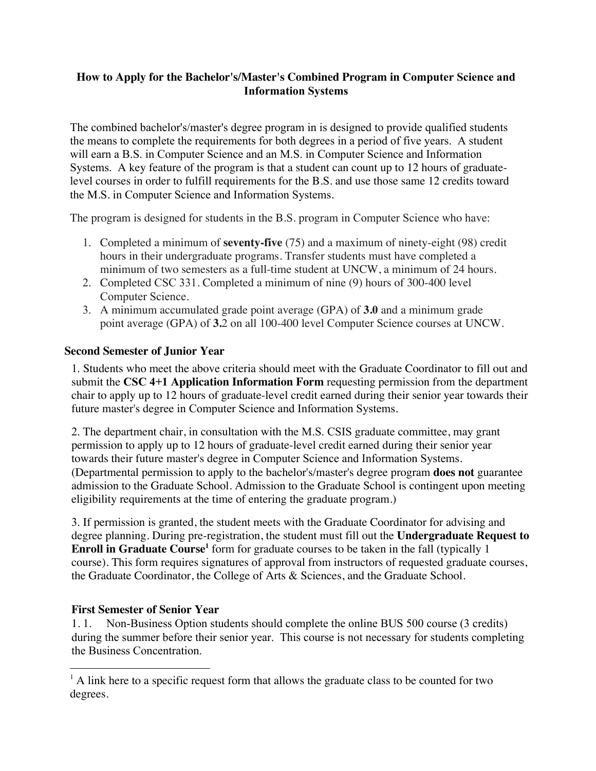## How to Apply for the Bachelor's/Master's Combined Program in Computer Science and Information Systems

The combined bachelor's/master's degree program in is designed to provide qualified students the means to complete the requirements for both degrees in a period of five years. A student will earn a B.S. in Computer Science and an M.S. in Computer Science and Information Systems. A key feature of the program is that a student can count up to 12 hours of graduate-level courses in order to fulfill requirements for the B.S. and use those same 12 credits toward the M.S. in Computer Science and Information Systems.

The program is designed for students in the B.S. program in Computer Science who have:

1. Completed a minimum of **seventy-five** (75) and a maximum of ninety-eight (98) credit hours in their undergraduate programs. Transfer students must have completed a minimum of two semesters as a full-time student at UNCW, a minimum of 24 hours.
2. Completed CSC 331. Completed a minimum of nine (9) hours of 300-400 level Computer Science.
3. A minimum accumulated grade point average (GPA) of **3.0** and a minimum grade point average (GPA) of **3.**2 on all 100-400 level Computer Science courses at UNCW.

### Second Semester of Junior Year

1. Students who meet the above criteria should meet with the Graduate Coordinator to fill out and submit the **CSC 4+1 Application Information Form** requesting permission from the department chair to apply up to 12 hours of graduate-level credit earned during their senior year towards their future master's degree in Computer Science and Information Systems.

2. The department chair, in consultation with the M.S. CSIS graduate committee, may grant permission to apply up to 12 hours of graduate-level credit earned during their senior year towards their future master's degree in Computer Science and Information Systems. (Departmental permission to apply to the bachelor's/master's degree program **does not** guarantee admission to the Graduate School. Admission to the Graduate School is contingent upon meeting eligibility requirements at the time of entering the graduate program.)

3. If permission is granted, the student meets with the Graduate Coordinator for advising and degree planning. During pre-registration, the student must fill out the **Undergraduate Request to Enroll in Graduate Course**[1] form for graduate courses to be taken in the fall (typically 1 course). This form requires signatures of approval from instructors of requested graduate courses, the Graduate Coordinator, the College of Arts & Sciences, and the Graduate School.

### First Semester of Senior Year

1. 1. Non-Business Option students should complete the online BUS 500 course (3 credits) during the summer before their senior year. This course is not necessary for students completing the Business Concentration.

---

[1] A link here to a specific request form that allows the graduate class to be counted for two degrees.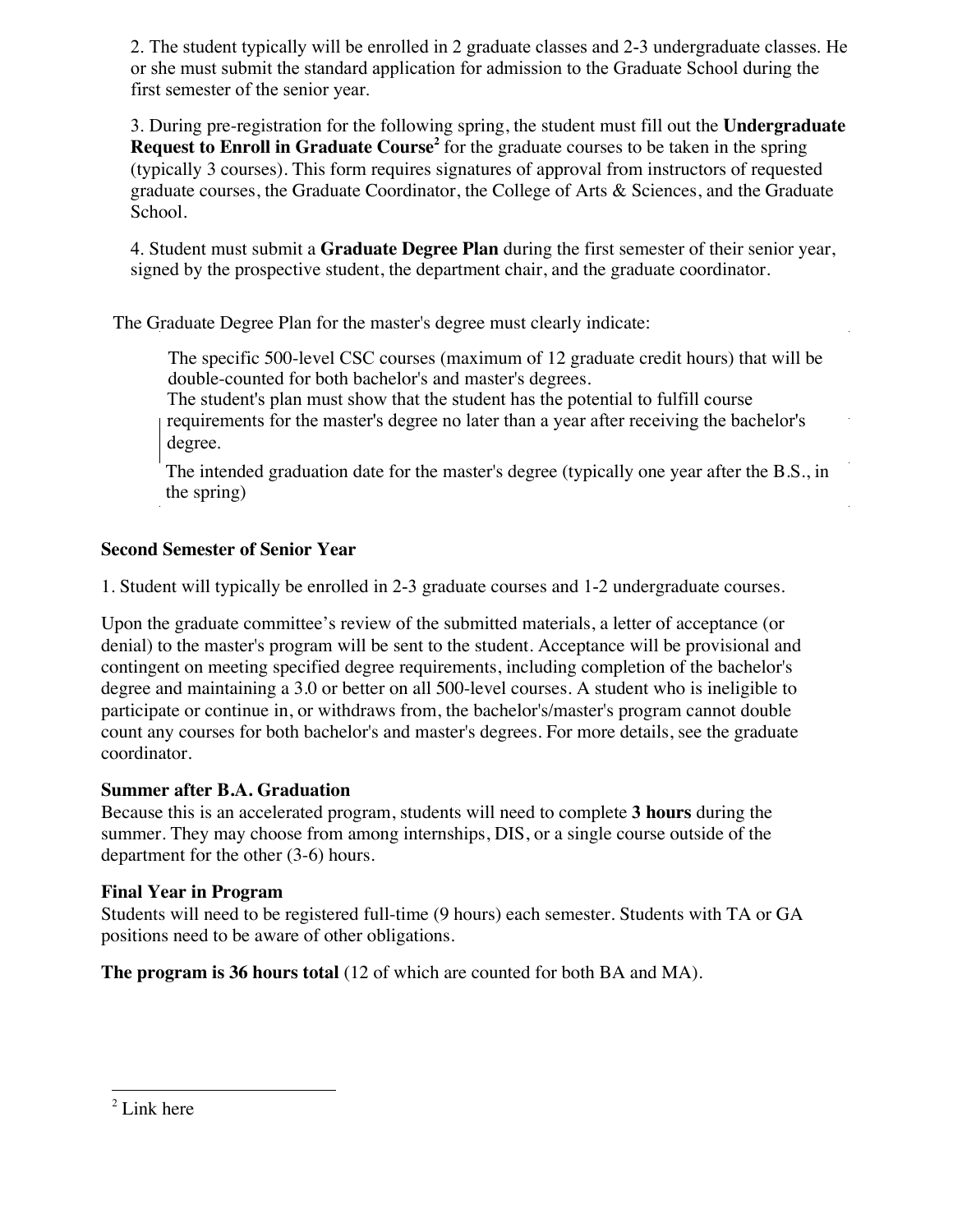2. The student typically will be enrolled in 2 graduate classes and 2-3 undergraduate classes. He or she must submit the standard application for admission to the Graduate School during the first semester of the senior year.

3. During pre-registration for the following spring, the student must fill out the **Undergraduate Request to Enroll in Graduate Course**[2] for the graduate courses to be taken in the spring (typically 3 courses). This form requires signatures of approval from instructors of requested graduate courses, the Graduate Coordinator, the College of Arts & Sciences, and the Graduate School.

4. Student must submit a **Graduate Degree Plan** during the first semester of their senior year, signed by the prospective student, the department chair, and the graduate coordinator.

The Graduate Degree Plan for the master's degree must clearly indicate:

- The specific 500-level CSC courses (maximum of 12 graduate credit hours) that will be double-counted for both bachelor's and master's degrees.
- The student's plan must show that the student has the potential to fulfill course requirements for the master's degree no later than a year after receiving the bachelor's degree.
- The intended graduation date for the master's degree (typically one year after the B.S., in the spring)

**Second Semester of Senior Year**

1. Student will typically be enrolled in 2-3 graduate courses and 1-2 undergraduate courses.

Upon the graduate committee's review of the submitted materials, a letter of acceptance (or denial) to the master's program will be sent to the student. Acceptance will be provisional and contingent on meeting specified degree requirements, including completion of the bachelor's degree and maintaining a 3.0 or better on all 500-level courses. A student who is ineligible to participate or continue in, or withdraws from, the bachelor's/master's program cannot double count any courses for both bachelor's and master's degrees. For more details, see the graduate coordinator.

**Summer after B.A. Graduation**

Because this is an accelerated program, students will need to complete **3 hours** during the summer. They may choose from among internships, DIS, or a single course outside of the department for the other (3-6) hours.

**Final Year in Program**

Students will need to be registered full-time (9 hours) each semester. Students with TA or GA positions need to be aware of other obligations.

**The program is 36 hours total** (12 of which are counted for both BA and MA).

---

[2] Link here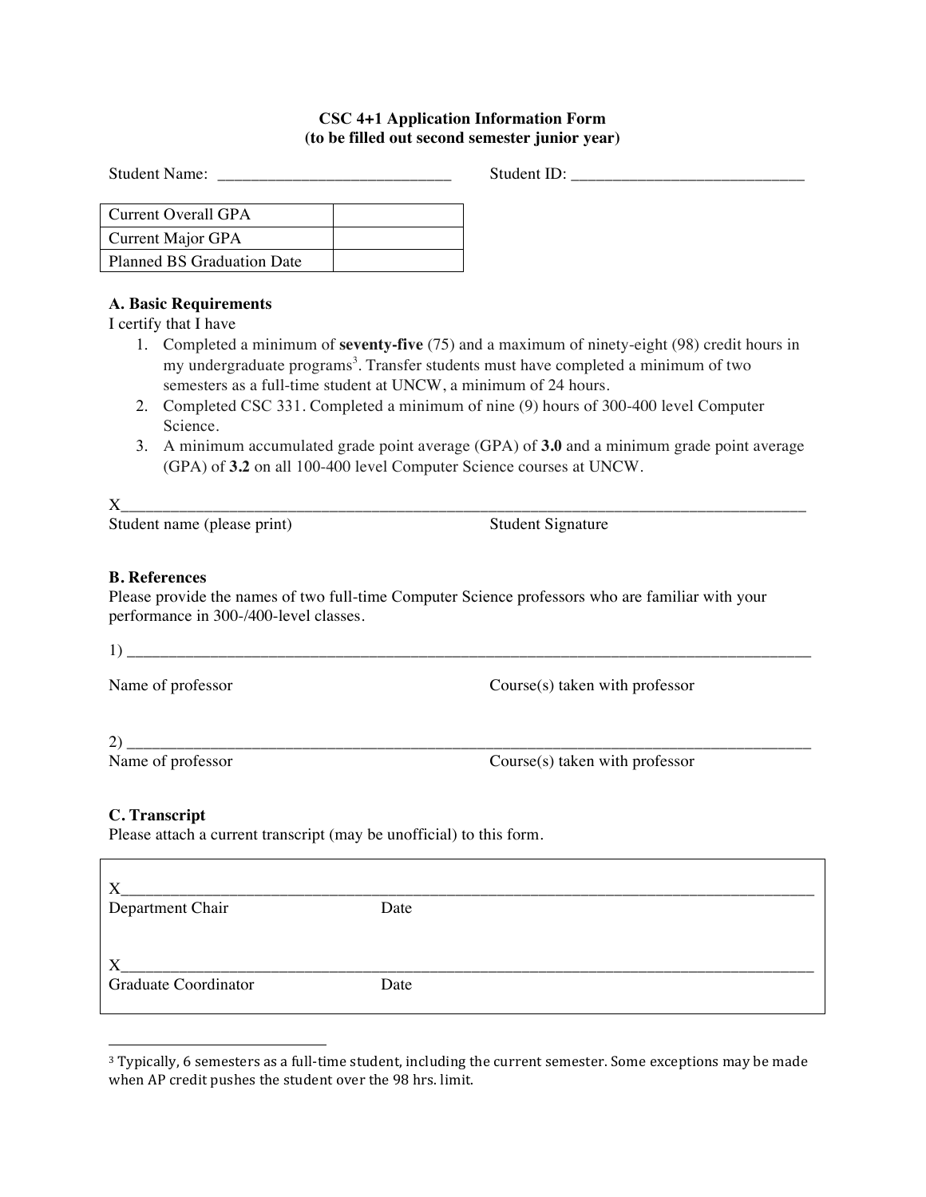**CSC 4+1 Application Information Form**
**(to be filled out second semester junior year)**

Student Name: ____________________________ Student ID: ____________________________

| Current Overall GPA | |
|---|---|
| Current Major GPA | |
| Planned BS Graduation Date | |

**A. Basic Requirements**

I certify that I have

1. Completed a minimum of **seventy-five** (75) and a maximum of ninety-eight (98) credit hours in my undergraduate programs[3]. Transfer students must have completed a minimum of two semesters as a full-time student at UNCW, a minimum of 24 hours.
2. Completed CSC 331. Completed a minimum of nine (9) hours of 300-400 level Computer Science.
3. A minimum accumulated grade point average (GPA) of **3.0** and a minimum grade point average (GPA) of **3.2** on all 100-400 level Computer Science courses at UNCW.

X________________________________________________________________________________________

Student name (please print) Student Signature

**B. References**

Please provide the names of two full-time Computer Science professors who are familiar with your performance in 300-/400-level classes.

1) ________________________________________________________________________________________

Name of professor Course(s) taken with professor

2) ________________________________________________________________________________________

Name of professor Course(s) taken with professor

**C. Transcript**

Please attach a current transcript (may be unofficial) to this form.

X________________________________________________________________________________________

Department Chair Date

X________________________________________________________________________________________

Graduate Coordinator Date

---

[3] Typically, 6 semesters as a full-time student, including the current semester. Some exceptions may be made when AP credit pushes the student over the 98 hrs. limit.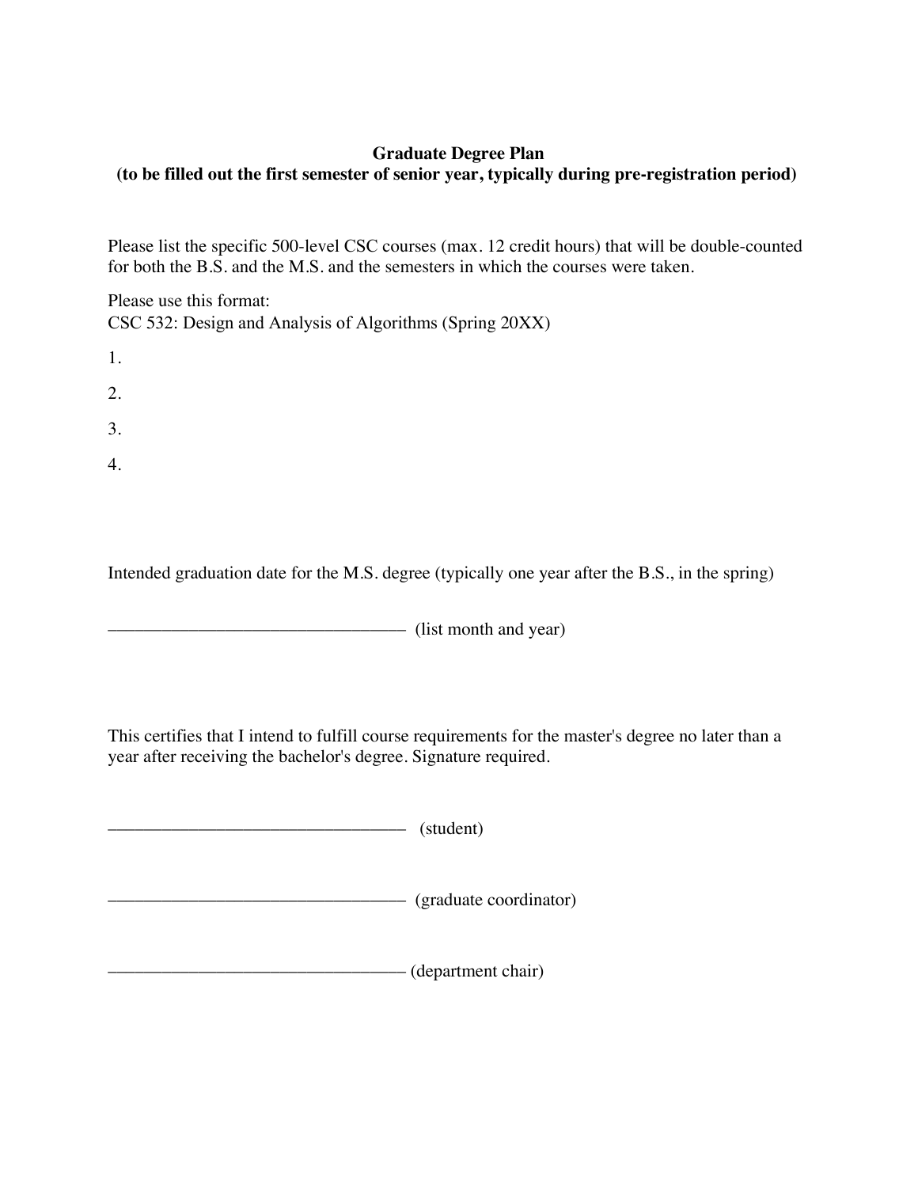## Graduate Degree Plan

**(to be filled out the first semester of senior year, typically during pre-registration period)**

Please list the specific 500-level CSC courses (max. 12 credit hours) that will be double-counted for both the B.S. and the M.S. and the semesters in which the courses were taken.

Please use this format:
CSC 532: Design and Analysis of Algorithms (Spring 20XX)

1.

2.

3.

4.

Intended graduation date for the M.S. degree (typically one year after the B.S., in the spring)

———————————————— (list month and year)

This certifies that I intend to fulfill course requirements for the master's degree no later than a year after receiving the bachelor's degree. Signature required.

———————————————— (student)

———————————————— (graduate coordinator)

———————————————— (department chair)